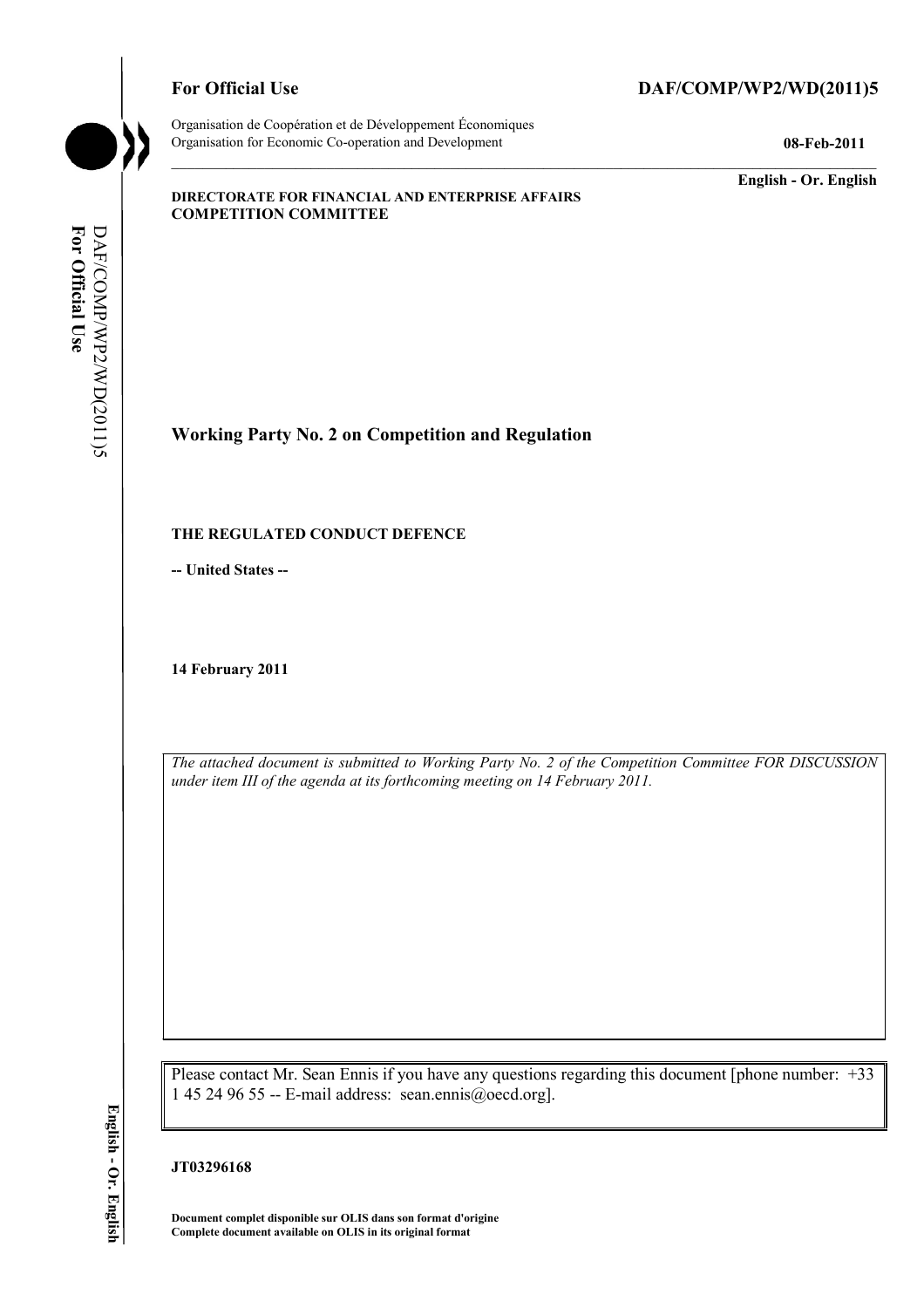**For Official Use** **DAF/COMP/WP2/WD(2011)5**

Organisation de Coopération et de Développement Économiques
Organisation for Economic Co-operation and Development **08-Feb-2011**

**English - Or. English**

**DIRECTORATE FOR FINANCIAL AND ENTERPRISE AFFAIRS**
**COMPETITION COMMITTEE**

# Working Party No. 2 on Competition and Regulation

## THE REGULATED CONDUCT DEFENCE

**-- United States --**

**14 February 2011**

*The attached document is submitted to Working Party No. 2 of the Competition Committee FOR DISCUSSION under item III of the agenda at its forthcoming meeting on 14 February 2011.*

Please contact Mr. Sean Ennis if you have any questions regarding this document [phone number: +33 1 45 24 96 55 -- E-mail address: sean.ennis@oecd.org].

**JT03296168**

**Document complet disponible sur OLIS dans son format d'origine**
**Complete document available on OLIS in its original format**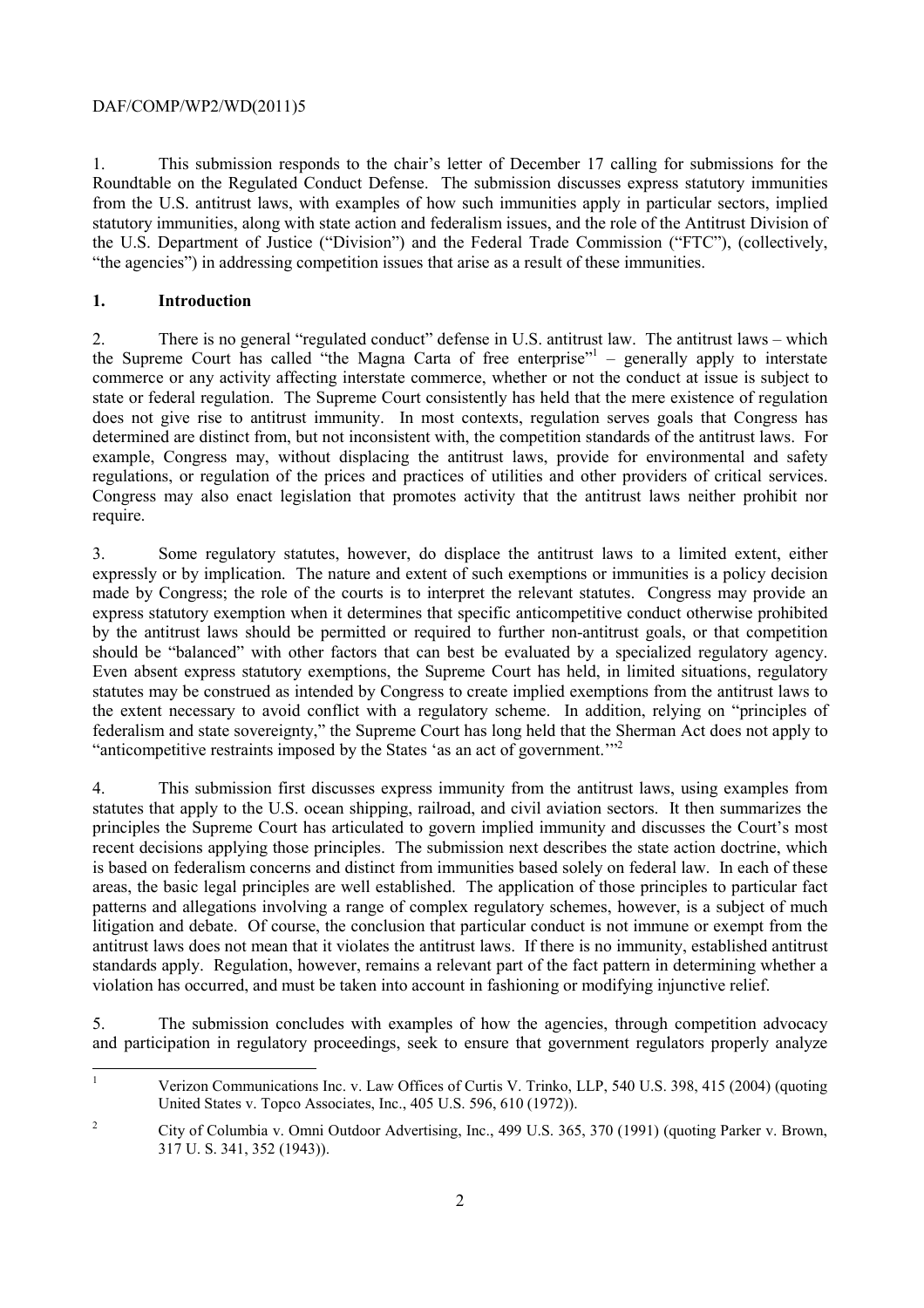1. This submission responds to the chair's letter of December 17 calling for submissions for the Roundtable on the Regulated Conduct Defense. The submission discusses express statutory immunities from the U.S. antitrust laws, with examples of how such immunities apply in particular sectors, implied statutory immunities, along with state action and federalism issues, and the role of the Antitrust Division of the U.S. Department of Justice ("Division") and the Federal Trade Commission ("FTC"), (collectively, "the agencies") in addressing competition issues that arise as a result of these immunities.

## 1. Introduction

2. There is no general "regulated conduct" defense in U.S. antitrust law. The antitrust laws – which the Supreme Court has called "the Magna Carta of free enterprise"[1] – generally apply to interstate commerce or any activity affecting interstate commerce, whether or not the conduct at issue is subject to state or federal regulation. The Supreme Court consistently has held that the mere existence of regulation does not give rise to antitrust immunity. In most contexts, regulation serves goals that Congress has determined are distinct from, but not inconsistent with, the competition standards of the antitrust laws. For example, Congress may, without displacing the antitrust laws, provide for environmental and safety regulations, or regulation of the prices and practices of utilities and other providers of critical services. Congress may also enact legislation that promotes activity that the antitrust laws neither prohibit nor require.

3. Some regulatory statutes, however, do displace the antitrust laws to a limited extent, either expressly or by implication. The nature and extent of such exemptions or immunities is a policy decision made by Congress; the role of the courts is to interpret the relevant statutes. Congress may provide an express statutory exemption when it determines that specific anticompetitive conduct otherwise prohibited by the antitrust laws should be permitted or required to further non-antitrust goals, or that competition should be "balanced" with other factors that can best be evaluated by a specialized regulatory agency. Even absent express statutory exemptions, the Supreme Court has held, in limited situations, regulatory statutes may be construed as intended by Congress to create implied exemptions from the antitrust laws to the extent necessary to avoid conflict with a regulatory scheme. In addition, relying on "principles of federalism and state sovereignty," the Supreme Court has long held that the Sherman Act does not apply to "anticompetitive restraints imposed by the States 'as an act of government.'"[2]

4. This submission first discusses express immunity from the antitrust laws, using examples from statutes that apply to the U.S. ocean shipping, railroad, and civil aviation sectors. It then summarizes the principles the Supreme Court has articulated to govern implied immunity and discusses the Court's most recent decisions applying those principles. The submission next describes the state action doctrine, which is based on federalism concerns and distinct from immunities based solely on federal law. In each of these areas, the basic legal principles are well established. The application of those principles to particular fact patterns and allegations involving a range of complex regulatory schemes, however, is a subject of much litigation and debate. Of course, the conclusion that particular conduct is not immune or exempt from the antitrust laws does not mean that it violates the antitrust laws. If there is no immunity, established antitrust standards apply. Regulation, however, remains a relevant part of the fact pattern in determining whether a violation has occurred, and must be taken into account in fashioning or modifying injunctive relief.

5. The submission concludes with examples of how the agencies, through competition advocacy and participation in regulatory proceedings, seek to ensure that government regulators properly analyze

---

[1] Verizon Communications Inc. v. Law Offices of Curtis V. Trinko, LLP, 540 U.S. 398, 415 (2004) (quoting United States v. Topco Associates, Inc., 405 U.S. 596, 610 (1972)).

[2] City of Columbia v. Omni Outdoor Advertising, Inc., 499 U.S. 365, 370 (1991) (quoting Parker v. Brown, 317 U. S. 341, 352 (1943)).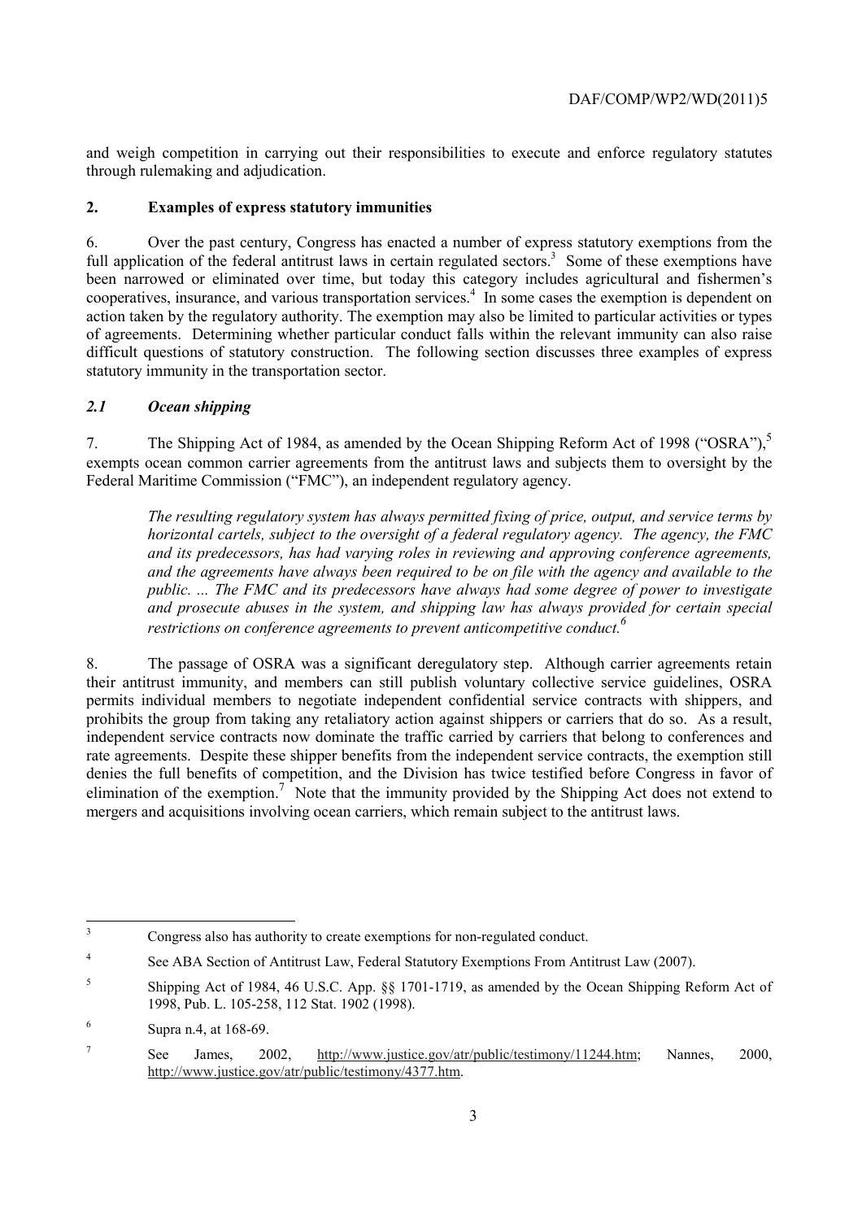and weigh competition in carrying out their responsibilities to execute and enforce regulatory statutes through rulemaking and adjudication.

## 2. Examples of express statutory immunities

6. Over the past century, Congress has enacted a number of express statutory exemptions from the full application of the federal antitrust laws in certain regulated sectors.[3] Some of these exemptions have been narrowed or eliminated over time, but today this category includes agricultural and fishermen's cooperatives, insurance, and various transportation services.[4] In some cases the exemption is dependent on action taken by the regulatory authority. The exemption may also be limited to particular activities or types of agreements. Determining whether particular conduct falls within the relevant immunity can also raise difficult questions of statutory construction. The following section discusses three examples of express statutory immunity in the transportation sector.

### *2.1 Ocean shipping*

7. The Shipping Act of 1984, as amended by the Ocean Shipping Reform Act of 1998 ("OSRA"),[5] exempts ocean common carrier agreements from the antitrust laws and subjects them to oversight by the Federal Maritime Commission ("FMC"), an independent regulatory agency.

> *The resulting regulatory system has always permitted fixing of price, output, and service terms by horizontal cartels, subject to the oversight of a federal regulatory agency. The agency, the FMC and its predecessors, has had varying roles in reviewing and approving conference agreements, and the agreements have always been required to be on file with the agency and available to the public. ... The FMC and its predecessors have always had some degree of power to investigate and prosecute abuses in the system, and shipping law has always provided for certain special restrictions on conference agreements to prevent anticompetitive conduct.*[6]

8. The passage of OSRA was a significant deregulatory step. Although carrier agreements retain their antitrust immunity, and members can still publish voluntary collective service guidelines, OSRA permits individual members to negotiate independent confidential service contracts with shippers, and prohibits the group from taking any retaliatory action against shippers or carriers that do so. As a result, independent service contracts now dominate the traffic carried by carriers that belong to conferences and rate agreements. Despite these shipper benefits from the independent service contracts, the exemption still denies the full benefits of competition, and the Division has twice testified before Congress in favor of elimination of the exemption.[7] Note that the immunity provided by the Shipping Act does not extend to mergers and acquisitions involving ocean carriers, which remain subject to the antitrust laws.

---

[3] Congress also has authority to create exemptions for non-regulated conduct.

[4] See ABA Section of Antitrust Law, Federal Statutory Exemptions From Antitrust Law (2007).

[5] Shipping Act of 1984, 46 U.S.C. App. §§ 1701-1719, as amended by the Ocean Shipping Reform Act of 1998, Pub. L. 105-258, 112 Stat. 1902 (1998).

[6] Supra n.4, at 168-69.

[7] See James, 2002, http://www.justice.gov/atr/public/testimony/11244.htm; Nannes, 2000, http://www.justice.gov/atr/public/testimony/4377.htm.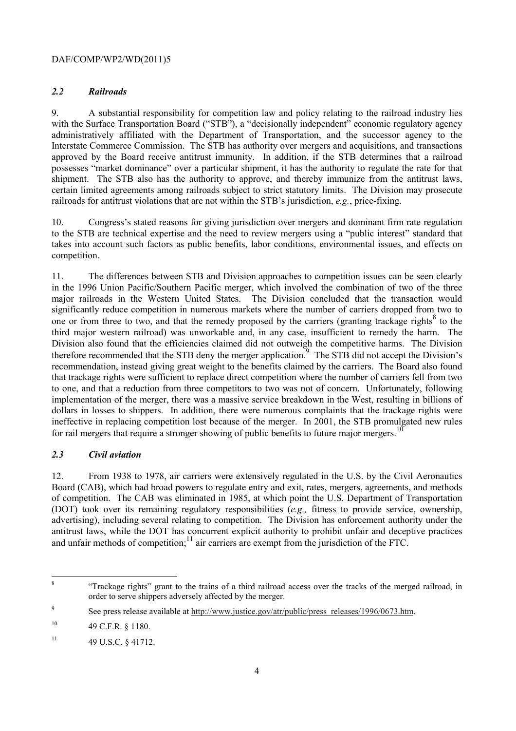### *2.2 Railroads*

9. A substantial responsibility for competition law and policy relating to the railroad industry lies with the Surface Transportation Board ("STB"), a "decisionally independent" economic regulatory agency administratively affiliated with the Department of Transportation, and the successor agency to the Interstate Commerce Commission. The STB has authority over mergers and acquisitions, and transactions approved by the Board receive antitrust immunity. In addition, if the STB determines that a railroad possesses "market dominance" over a particular shipment, it has the authority to regulate the rate for that shipment. The STB also has the authority to approve, and thereby immunize from the antitrust laws, certain limited agreements among railroads subject to strict statutory limits. The Division may prosecute railroads for antitrust violations that are not within the STB's jurisdiction, *e.g.*, price-fixing.

10. Congress's stated reasons for giving jurisdiction over mergers and dominant firm rate regulation to the STB are technical expertise and the need to review mergers using a "public interest" standard that takes into account such factors as public benefits, labor conditions, environmental issues, and effects on competition.

11. The differences between STB and Division approaches to competition issues can be seen clearly in the 1996 Union Pacific/Southern Pacific merger, which involved the combination of two of the three major railroads in the Western United States. The Division concluded that the transaction would significantly reduce competition in numerous markets where the number of carriers dropped from two to one or from three to two, and that the remedy proposed by the carriers (granting trackage rights[8] to the third major western railroad) was unworkable and, in any case, insufficient to remedy the harm. The Division also found that the efficiencies claimed did not outweigh the competitive harms. The Division therefore recommended that the STB deny the merger application.[9] The STB did not accept the Division's recommendation, instead giving great weight to the benefits claimed by the carriers. The Board also found that trackage rights were sufficient to replace direct competition where the number of carriers fell from two to one, and that a reduction from three competitors to two was not of concern. Unfortunately, following implementation of the merger, there was a massive service breakdown in the West, resulting in billions of dollars in losses to shippers. In addition, there were numerous complaints that the trackage rights were ineffective in replacing competition lost because of the merger. In 2001, the STB promulgated new rules for rail mergers that require a stronger showing of public benefits to future major mergers.[10]

### *2.3 Civil aviation*

12. From 1938 to 1978, air carriers were extensively regulated in the U.S. by the Civil Aeronautics Board (CAB), which had broad powers to regulate entry and exit, rates, mergers, agreements, and methods of competition. The CAB was eliminated in 1985, at which point the U.S. Department of Transportation (DOT) took over its remaining regulatory responsibilities (*e.g.,* fitness to provide service, ownership, advertising), including several relating to competition. The Division has enforcement authority under the antitrust laws, while the DOT has concurrent explicit authority to prohibit unfair and deceptive practices and unfair methods of competition;[11] air carriers are exempt from the jurisdiction of the FTC.

---

[8] "Trackage rights" grant to the trains of a third railroad access over the tracks of the merged railroad, in order to serve shippers adversely affected by the merger.

[9] See press release available at http://www.justice.gov/atr/public/press_releases/1996/0673.htm.

[10] 49 C.F.R. § 1180.

[11] 49 U.S.C. § 41712.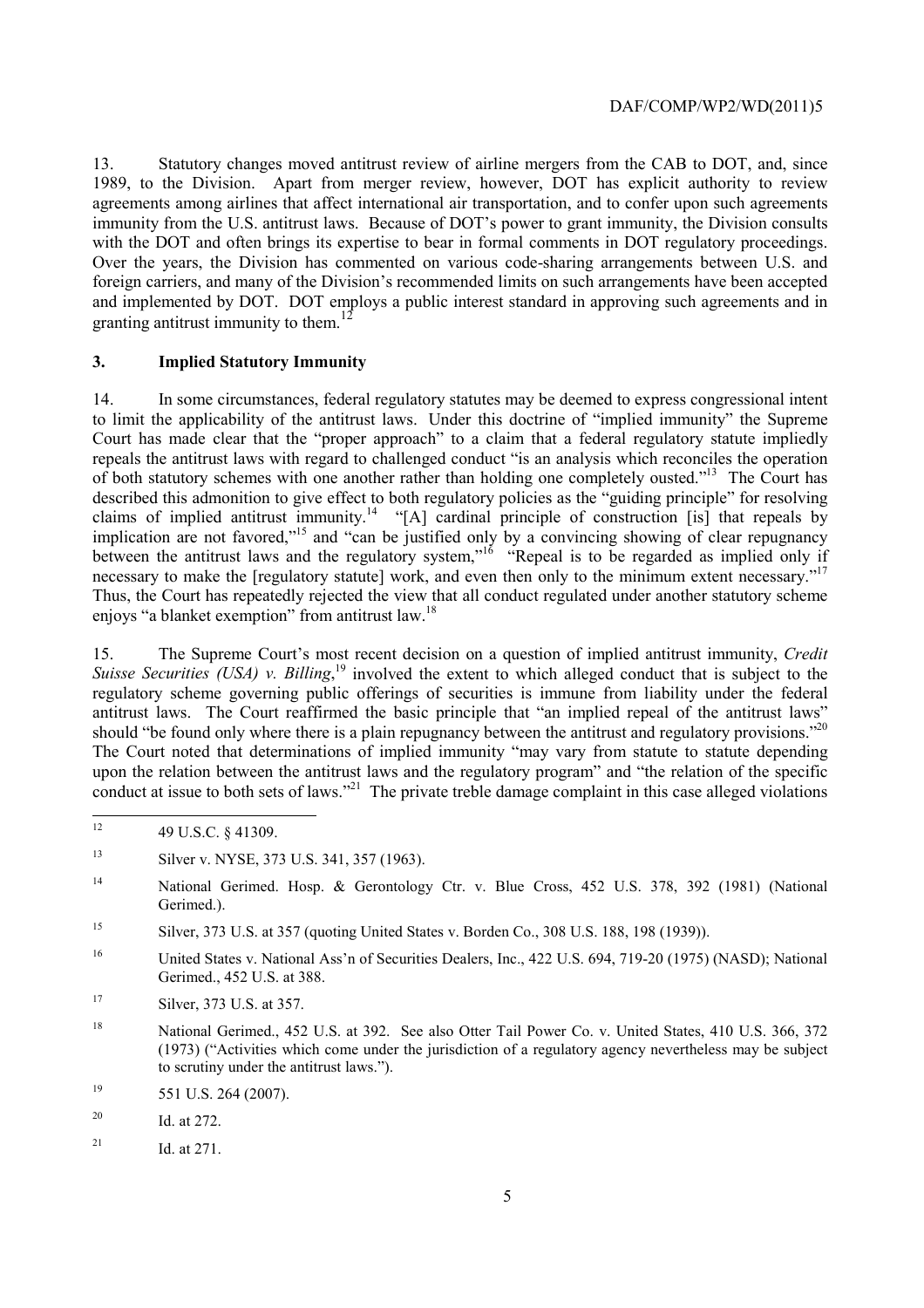13. Statutory changes moved antitrust review of airline mergers from the CAB to DOT, and, since 1989, to the Division. Apart from merger review, however, DOT has explicit authority to review agreements among airlines that affect international air transportation, and to confer upon such agreements immunity from the U.S. antitrust laws. Because of DOT's power to grant immunity, the Division consults with the DOT and often brings its expertise to bear in formal comments in DOT regulatory proceedings. Over the years, the Division has commented on various code-sharing arrangements between U.S. and foreign carriers, and many of the Division's recommended limits on such arrangements have been accepted and implemented by DOT. DOT employs a public interest standard in approving such agreements and in granting antitrust immunity to them.[12]

### 3. Implied Statutory Immunity

14. In some circumstances, federal regulatory statutes may be deemed to express congressional intent to limit the applicability of the antitrust laws. Under this doctrine of "implied immunity" the Supreme Court has made clear that the "proper approach" to a claim that a federal regulatory statute impliedly repeals the antitrust laws with regard to challenged conduct "is an analysis which reconciles the operation of both statutory schemes with one another rather than holding one completely ousted."[13] The Court has described this admonition to give effect to both regulatory policies as the "guiding principle" for resolving claims of implied antitrust immunity.[14] "[A] cardinal principle of construction [is] that repeals by implication are not favored,"[15] and "can be justified only by a convincing showing of clear repugnancy between the antitrust laws and the regulatory system,"[16] "Repeal is to be regarded as implied only if necessary to make the [regulatory statute] work, and even then only to the minimum extent necessary."[17] Thus, the Court has repeatedly rejected the view that all conduct regulated under another statutory scheme enjoys "a blanket exemption" from antitrust law.[18]

15. The Supreme Court's most recent decision on a question of implied antitrust immunity, *Credit Suisse Securities (USA) v. Billing*,[19] involved the extent to which alleged conduct that is subject to the regulatory scheme governing public offerings of securities is immune from liability under the federal antitrust laws. The Court reaffirmed the basic principle that "an implied repeal of the antitrust laws" should "be found only where there is a plain repugnancy between the antitrust and regulatory provisions."[20] The Court noted that determinations of implied immunity "may vary from statute to statute depending upon the relation between the antitrust laws and the regulatory program" and "the relation of the specific conduct at issue to both sets of laws."[21] The private treble damage complaint in this case alleged violations

---

[12] 49 U.S.C. § 41309.

[13] Silver v. NYSE, 373 U.S. 341, 357 (1963).

[14] National Gerimed. Hosp. & Gerontology Ctr. v. Blue Cross, 452 U.S. 378, 392 (1981) (National Gerimed.).

[15] Silver, 373 U.S. at 357 (quoting United States v. Borden Co., 308 U.S. 188, 198 (1939)).

[16] United States v. National Ass'n of Securities Dealers, Inc., 422 U.S. 694, 719-20 (1975) (NASD); National Gerimed., 452 U.S. at 388.

[17] Silver, 373 U.S. at 357.

[18] National Gerimed., 452 U.S. at 392. See also Otter Tail Power Co. v. United States, 410 U.S. 366, 372 (1973) ("Activities which come under the jurisdiction of a regulatory agency nevertheless may be subject to scrutiny under the antitrust laws.").

[19] 551 U.S. 264 (2007).

[20] Id. at 272.

[21] Id. at 271.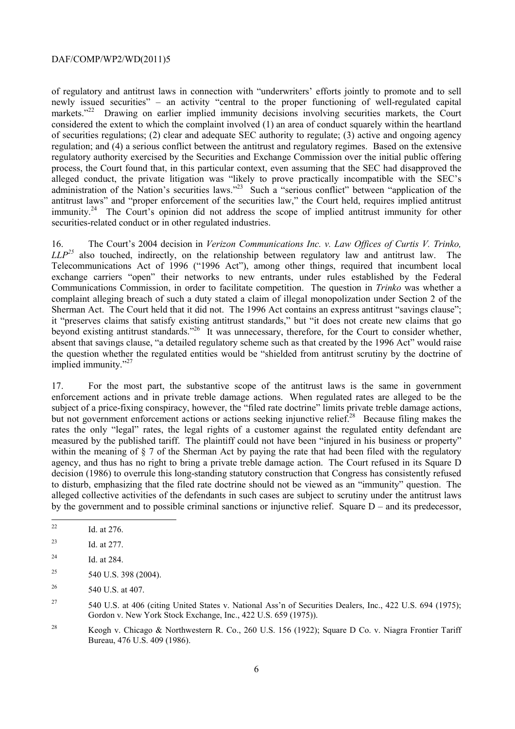of regulatory and antitrust laws in connection with "underwriters' efforts jointly to promote and to sell newly issued securities" – an activity "central to the proper functioning of well-regulated capital markets."[22] Drawing on earlier implied immunity decisions involving securities markets, the Court considered the extent to which the complaint involved (1) an area of conduct squarely within the heartland of securities regulations; (2) clear and adequate SEC authority to regulate; (3) active and ongoing agency regulation; and (4) a serious conflict between the antitrust and regulatory regimes. Based on the extensive regulatory authority exercised by the Securities and Exchange Commission over the initial public offering process, the Court found that, in this particular context, even assuming that the SEC had disapproved the alleged conduct, the private litigation was "likely to prove practically incompatible with the SEC's administration of the Nation's securities laws."[23] Such a "serious conflict" between "application of the antitrust laws" and "proper enforcement of the securities law," the Court held, requires implied antitrust immunity.[24] The Court's opinion did not address the scope of implied antitrust immunity for other securities-related conduct or in other regulated industries.

16. The Court's 2004 decision in *Verizon Communications Inc. v. Law Offices of Curtis V. Trinko, LLP*[25] also touched, indirectly, on the relationship between regulatory law and antitrust law. The Telecommunications Act of 1996 ("1996 Act"), among other things, required that incumbent local exchange carriers "open" their networks to new entrants, under rules established by the Federal Communications Commission, in order to facilitate competition. The question in *Trinko* was whether a complaint alleging breach of such a duty stated a claim of illegal monopolization under Section 2 of the Sherman Act. The Court held that it did not. The 1996 Act contains an express antitrust "savings clause"; it "preserves claims that satisfy existing antitrust standards," but "it does not create new claims that go beyond existing antitrust standards."[26] It was unnecessary, therefore, for the Court to consider whether, absent that savings clause, "a detailed regulatory scheme such as that created by the 1996 Act" would raise the question whether the regulated entities would be "shielded from antitrust scrutiny by the doctrine of implied immunity."[27]

17. For the most part, the substantive scope of the antitrust laws is the same in government enforcement actions and in private treble damage actions. When regulated rates are alleged to be the subject of a price-fixing conspiracy, however, the "filed rate doctrine" limits private treble damage actions, but not government enforcement actions or actions seeking injunctive relief.[28] Because filing makes the rates the only "legal" rates, the legal rights of a customer against the regulated entity defendant are measured by the published tariff. The plaintiff could not have been "injured in his business or property" within the meaning of § 7 of the Sherman Act by paying the rate that had been filed with the regulatory agency, and thus has no right to bring a private treble damage action. The Court refused in its Square D decision (1986) to overrule this long-standing statutory construction that Congress has consistently refused to disturb, emphasizing that the filed rate doctrine should not be viewed as an "immunity" question. The alleged collective activities of the defendants in such cases are subject to scrutiny under the antitrust laws by the government and to possible criminal sanctions or injunctive relief. Square D – and its predecessor,

---

[22] Id. at 276.

[23] Id. at 277.

[24] Id. at 284.

[25] 540 U.S. 398 (2004).

[26] 540 U.S. at 407.

[27] 540 U.S. at 406 (citing United States v. National Ass'n of Securities Dealers, Inc., 422 U.S. 694 (1975); Gordon v. New York Stock Exchange, Inc., 422 U.S. 659 (1975)).

[28] Keogh v. Chicago & Northwestern R. Co., 260 U.S. 156 (1922); Square D Co. v. Niagra Frontier Tariff Bureau, 476 U.S. 409 (1986).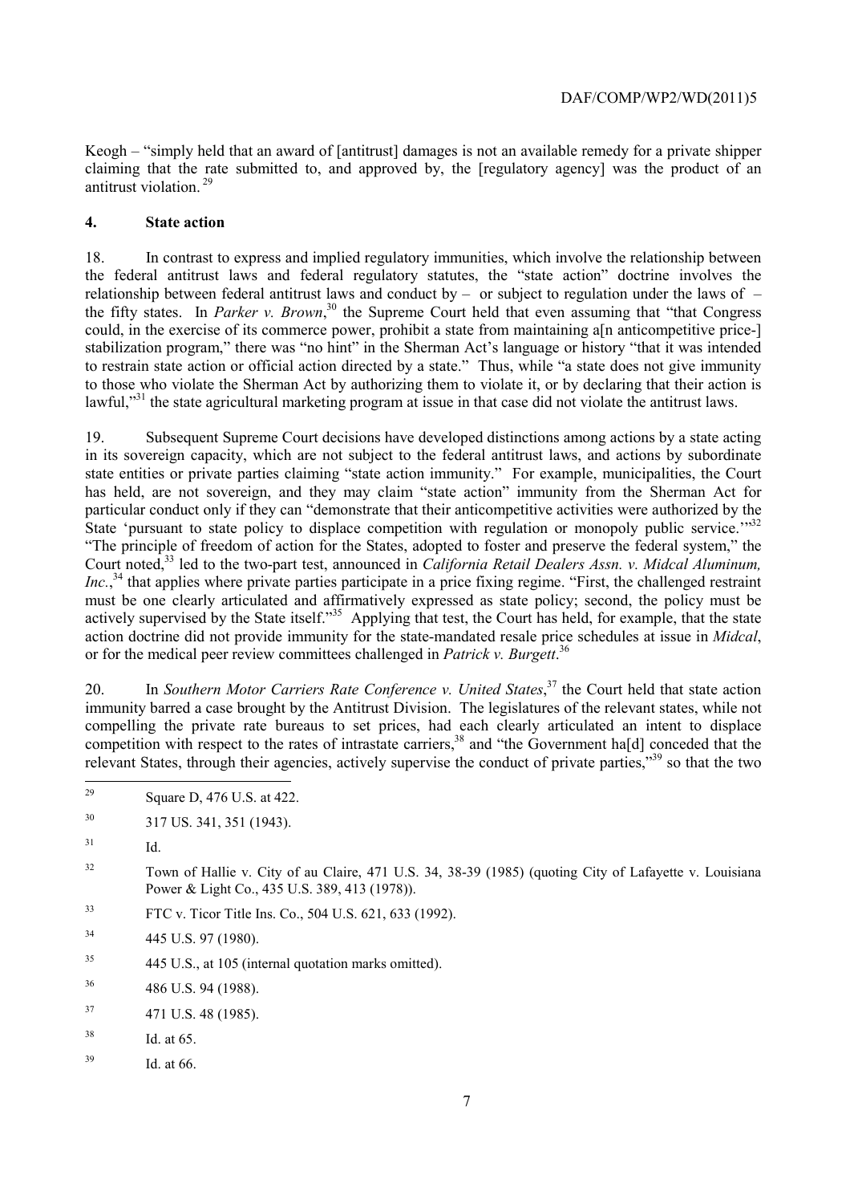Keogh – "simply held that an award of [antitrust] damages is not an available remedy for a private shipper claiming that the rate submitted to, and approved by, the [regulatory agency] was the product of an antitrust violation.[29]

## 4. State action

18. In contrast to express and implied regulatory immunities, which involve the relationship between the federal antitrust laws and federal regulatory statutes, the "state action" doctrine involves the relationship between federal antitrust laws and conduct by – or subject to regulation under the laws of – the fifty states. In *Parker v. Brown*,[30] the Supreme Court held that even assuming that "that Congress could, in the exercise of its commerce power, prohibit a state from maintaining a[n anticompetitive price-] stabilization program," there was "no hint" in the Sherman Act's language or history "that it was intended to restrain state action or official action directed by a state." Thus, while "a state does not give immunity to those who violate the Sherman Act by authorizing them to violate it, or by declaring that their action is lawful,"[31] the state agricultural marketing program at issue in that case did not violate the antitrust laws.

19. Subsequent Supreme Court decisions have developed distinctions among actions by a state acting in its sovereign capacity, which are not subject to the federal antitrust laws, and actions by subordinate state entities or private parties claiming "state action immunity." For example, municipalities, the Court has held, are not sovereign, and they may claim "state action" immunity from the Sherman Act for particular conduct only if they can "demonstrate that their anticompetitive activities were authorized by the State 'pursuant to state policy to displace competition with regulation or monopoly public service.'"[32] "The principle of freedom of action for the States, adopted to foster and preserve the federal system," the Court noted,[33] led to the two-part test, announced in *California Retail Dealers Assn. v. Midcal Aluminum, Inc.*,[34] that applies where private parties participate in a price fixing regime. "First, the challenged restraint must be one clearly articulated and affirmatively expressed as state policy; second, the policy must be actively supervised by the State itself."[35] Applying that test, the Court has held, for example, that the state action doctrine did not provide immunity for the state-mandated resale price schedules at issue in *Midcal*, or for the medical peer review committees challenged in *Patrick v. Burgett*.[36]

20. In *Southern Motor Carriers Rate Conference v. United States*,[37] the Court held that state action immunity barred a case brought by the Antitrust Division. The legislatures of the relevant states, while not compelling the private rate bureaus to set prices, had each clearly articulated an intent to displace competition with respect to the rates of intrastate carriers,[38] and "the Government ha[d] conceded that the relevant States, through their agencies, actively supervise the conduct of private parties,"[39] so that the two

---

[29] Square D, 476 U.S. at 422.

[30] 317 US. 341, 351 (1943).

[31] Id.

[32] Town of Hallie v. City of au Claire, 471 U.S. 34, 38-39 (1985) (quoting City of Lafayette v. Louisiana Power & Light Co., 435 U.S. 389, 413 (1978)).

[33] FTC v. Ticor Title Ins. Co., 504 U.S. 621, 633 (1992).

[34] 445 U.S. 97 (1980).

[35] 445 U.S., at 105 (internal quotation marks omitted).

[36] 486 U.S. 94 (1988).

[37] 471 U.S. 48 (1985).

[38] Id. at 65.

[39] Id. at 66.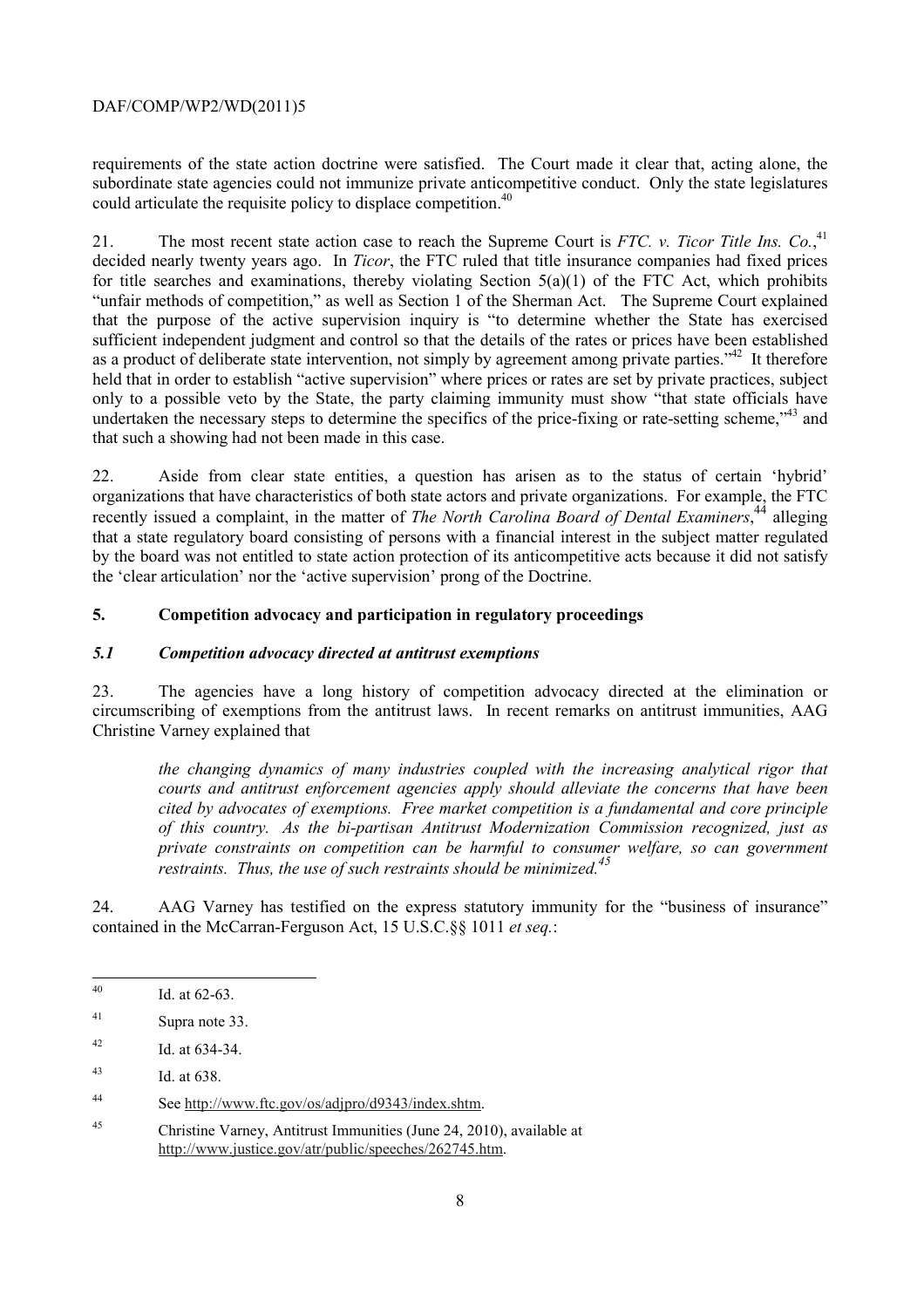requirements of the state action doctrine were satisfied. The Court made it clear that, acting alone, the subordinate state agencies could not immunize private anticompetitive conduct. Only the state legislatures could articulate the requisite policy to displace competition.[40]

21. The most recent state action case to reach the Supreme Court is *FTC. v. Ticor Title Ins. Co.*,[41] decided nearly twenty years ago. In *Ticor*, the FTC ruled that title insurance companies had fixed prices for title searches and examinations, thereby violating Section 5(a)(1) of the FTC Act, which prohibits "unfair methods of competition," as well as Section 1 of the Sherman Act. The Supreme Court explained that the purpose of the active supervision inquiry is "to determine whether the State has exercised sufficient independent judgment and control so that the details of the rates or prices have been established as a product of deliberate state intervention, not simply by agreement among private parties."[42] It therefore held that in order to establish "active supervision" where prices or rates are set by private practices, subject only to a possible veto by the State, the party claiming immunity must show "that state officials have undertaken the necessary steps to determine the specifics of the price-fixing or rate-setting scheme,"[43] and that such a showing had not been made in this case.

22. Aside from clear state entities, a question has arisen as to the status of certain 'hybrid' organizations that have characteristics of both state actors and private organizations. For example, the FTC recently issued a complaint, in the matter of *The North Carolina Board of Dental Examiners*,[44] alleging that a state regulatory board consisting of persons with a financial interest in the subject matter regulated by the board was not entitled to state action protection of its anticompetitive acts because it did not satisfy the 'clear articulation' nor the 'active supervision' prong of the Doctrine.

## 5. Competition advocacy and participation in regulatory proceedings

### *5.1 Competition advocacy directed at antitrust exemptions*

23. The agencies have a long history of competition advocacy directed at the elimination or circumscribing of exemptions from the antitrust laws. In recent remarks on antitrust immunities, AAG Christine Varney explained that

> *the changing dynamics of many industries coupled with the increasing analytical rigor that courts and antitrust enforcement agencies apply should alleviate the concerns that have been cited by advocates of exemptions. Free market competition is a fundamental and core principle of this country. As the bi-partisan Antitrust Modernization Commission recognized, just as private constraints on competition can be harmful to consumer welfare, so can government restraints. Thus, the use of such restraints should be minimized.*[45]

24. AAG Varney has testified on the express statutory immunity for the "business of insurance" contained in the McCarran-Ferguson Act, 15 U.S.C.§§ 1011 *et seq.*:

---

[40] Id. at 62-63.

[41] Supra note 33.

[42] Id. at 634-34.

[43] Id. at 638.

[44] See http://www.ftc.gov/os/adjpro/d9343/index.shtm.

[45] Christine Varney, Antitrust Immunities (June 24, 2010), available at http://www.justice.gov/atr/public/speeches/262745.htm.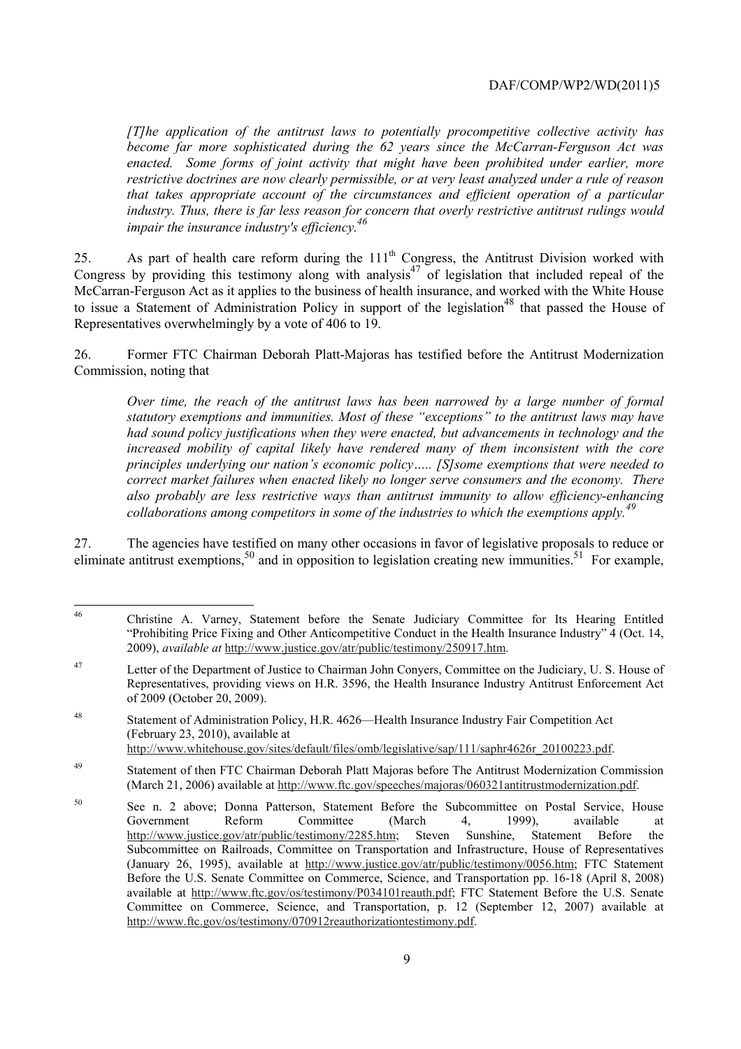> *[T]he application of the antitrust laws to potentially procompetitive collective activity has become far more sophisticated during the 62 years since the McCarran-Ferguson Act was enacted. Some forms of joint activity that might have been prohibited under earlier, more restrictive doctrines are now clearly permissible, or at very least analyzed under a rule of reason that takes appropriate account of the circumstances and efficient operation of a particular industry. Thus, there is far less reason for concern that overly restrictive antitrust rulings would impair the insurance industry's efficiency.*[46]

25. As part of health care reform during the 111[th] Congress, the Antitrust Division worked with Congress by providing this testimony along with analysis[47] of legislation that included repeal of the McCarran-Ferguson Act as it applies to the business of health insurance, and worked with the White House to issue a Statement of Administration Policy in support of the legislation[48] that passed the House of Representatives overwhelmingly by a vote of 406 to 19.

26. Former FTC Chairman Deborah Platt-Majoras has testified before the Antitrust Modernization Commission, noting that

> *Over time, the reach of the antitrust laws has been narrowed by a large number of formal statutory exemptions and immunities. Most of these "exceptions" to the antitrust laws may have had sound policy justifications when they were enacted, but advancements in technology and the increased mobility of capital likely have rendered many of them inconsistent with the core principles underlying our nation's economic policy….. [S]some exemptions that were needed to correct market failures when enacted likely no longer serve consumers and the economy. There also probably are less restrictive ways than antitrust immunity to allow efficiency-enhancing collaborations among competitors in some of the industries to which the exemptions apply.*[49]

27. The agencies have testified on many other occasions in favor of legislative proposals to reduce or eliminate antitrust exemptions,[50] and in opposition to legislation creating new immunities.[51] For example,

---

[46] Christine A. Varney, Statement before the Senate Judiciary Committee for Its Hearing Entitled "Prohibiting Price Fixing and Other Anticompetitive Conduct in the Health Insurance Industry" 4 (Oct. 14, 2009), *available at* http://www.justice.gov/atr/public/testimony/250917.htm.

[47] Letter of the Department of Justice to Chairman John Conyers, Committee on the Judiciary, U. S. House of Representatives, providing views on H.R. 3596, the Health Insurance Industry Antitrust Enforcement Act of 2009 (October 20, 2009).

[48] Statement of Administration Policy, H.R. 4626—Health Insurance Industry Fair Competition Act (February 23, 2010), available at http://www.whitehouse.gov/sites/default/files/omb/legislative/sap/111/saphr4626r_20100223.pdf.

[49] Statement of then FTC Chairman Deborah Platt Majoras before The Antitrust Modernization Commission (March 21, 2006) available at http://www.ftc.gov/speeches/majoras/060321antitrustmodernization.pdf.

[50] See n. 2 above; Donna Patterson, Statement Before the Subcommittee on Postal Service, House Government Reform Committee (March 4, 1999), available at http://www.justice.gov/atr/public/testimony/2285.htm; Steven Sunshine, Statement Before the Subcommittee on Railroads, Committee on Transportation and Infrastructure, House of Representatives (January 26, 1995), available at http://www.justice.gov/atr/public/testimony/0056.htm; FTC Statement Before the U.S. Senate Committee on Commerce, Science, and Transportation pp. 16-18 (April 8, 2008) available at http://www.ftc.gov/os/testimony/P034101reauth.pdf; FTC Statement Before the U.S. Senate Committee on Commerce, Science, and Transportation, p. 12 (September 12, 2007) available at http://www.ftc.gov/os/testimony/070912reauthorizationtestimony.pdf.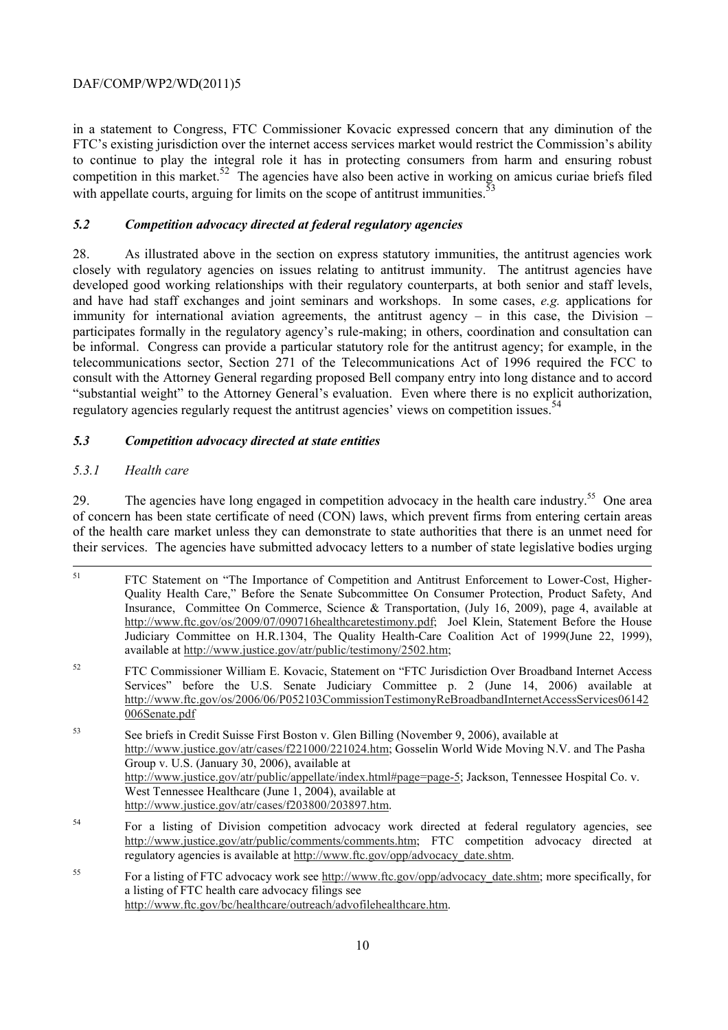in a statement to Congress, FTC Commissioner Kovacic expressed concern that any diminution of the FTC's existing jurisdiction over the internet access services market would restrict the Commission's ability to continue to play the integral role it has in protecting consumers from harm and ensuring robust competition in this market.[52] The agencies have also been active in working on amicus curiae briefs filed with appellate courts, arguing for limits on the scope of antitrust immunities.[53]

### *5.2 Competition advocacy directed at federal regulatory agencies*

28. As illustrated above in the section on express statutory immunities, the antitrust agencies work closely with regulatory agencies on issues relating to antitrust immunity. The antitrust agencies have developed good working relationships with their regulatory counterparts, at both senior and staff levels, and have had staff exchanges and joint seminars and workshops. In some cases, *e.g.* applications for immunity for international aviation agreements, the antitrust agency – in this case, the Division – participates formally in the regulatory agency's rule-making; in others, coordination and consultation can be informal. Congress can provide a particular statutory role for the antitrust agency; for example, in the telecommunications sector, Section 271 of the Telecommunications Act of 1996 required the FCC to consult with the Attorney General regarding proposed Bell company entry into long distance and to accord "substantial weight" to the Attorney General's evaluation. Even where there is no explicit authorization, regulatory agencies regularly request the antitrust agencies' views on competition issues.[54]

### *5.3 Competition advocacy directed at state entities*

#### *5.3.1 Health care*

29. The agencies have long engaged in competition advocacy in the health care industry.[55] One area of concern has been state certificate of need (CON) laws, which prevent firms from entering certain areas of the health care market unless they can demonstrate to state authorities that there is an unmet need for their services. The agencies have submitted advocacy letters to a number of state legislative bodies urging

---

[51] FTC Statement on "The Importance of Competition and Antitrust Enforcement to Lower-Cost, Higher-Quality Health Care," Before the Senate Subcommittee On Consumer Protection, Product Safety, And Insurance, Committee On Commerce, Science & Transportation, (July 16, 2009), page 4, available at http://www.ftc.gov/os/2009/07/090716healthcaretestimony.pdf; Joel Klein, Statement Before the House Judiciary Committee on H.R.1304, The Quality Health-Care Coalition Act of 1999(June 22, 1999), available at http://www.justice.gov/atr/public/testimony/2502.htm;

[52] FTC Commissioner William E. Kovacic, Statement on "FTC Jurisdiction Over Broadband Internet Access Services" before the U.S. Senate Judiciary Committee p. 2 (June 14, 2006) available at http://www.ftc.gov/os/2006/06/P052103CommissionTestimonyReBroadbandInternetAccessServices06142006Senate.pdf

[53] See briefs in Credit Suisse First Boston v. Glen Billing (November 9, 2006), available at http://www.justice.gov/atr/cases/f221000/221024.htm; Gosselin World Wide Moving N.V. and The Pasha Group v. U.S. (January 30, 2006), available at http://www.justice.gov/atr/public/appellate/index.html#page=page-5; Jackson, Tennessee Hospital Co. v. West Tennessee Healthcare (June 1, 2004), available at http://www.justice.gov/atr/cases/f203800/203897.htm.

[54] For a listing of Division competition advocacy work directed at federal regulatory agencies, see http://www.justice.gov/atr/public/comments/comments.htm; FTC competition advocacy directed at regulatory agencies is available at http://www.ftc.gov/opp/advocacy_date.shtm.

[55] For a listing of FTC advocacy work see http://www.ftc.gov/opp/advocacy_date.shtm; more specifically, for a listing of FTC health care advocacy filings see http://www.ftc.gov/bc/healthcare/outreach/advofilehealthcare.htm.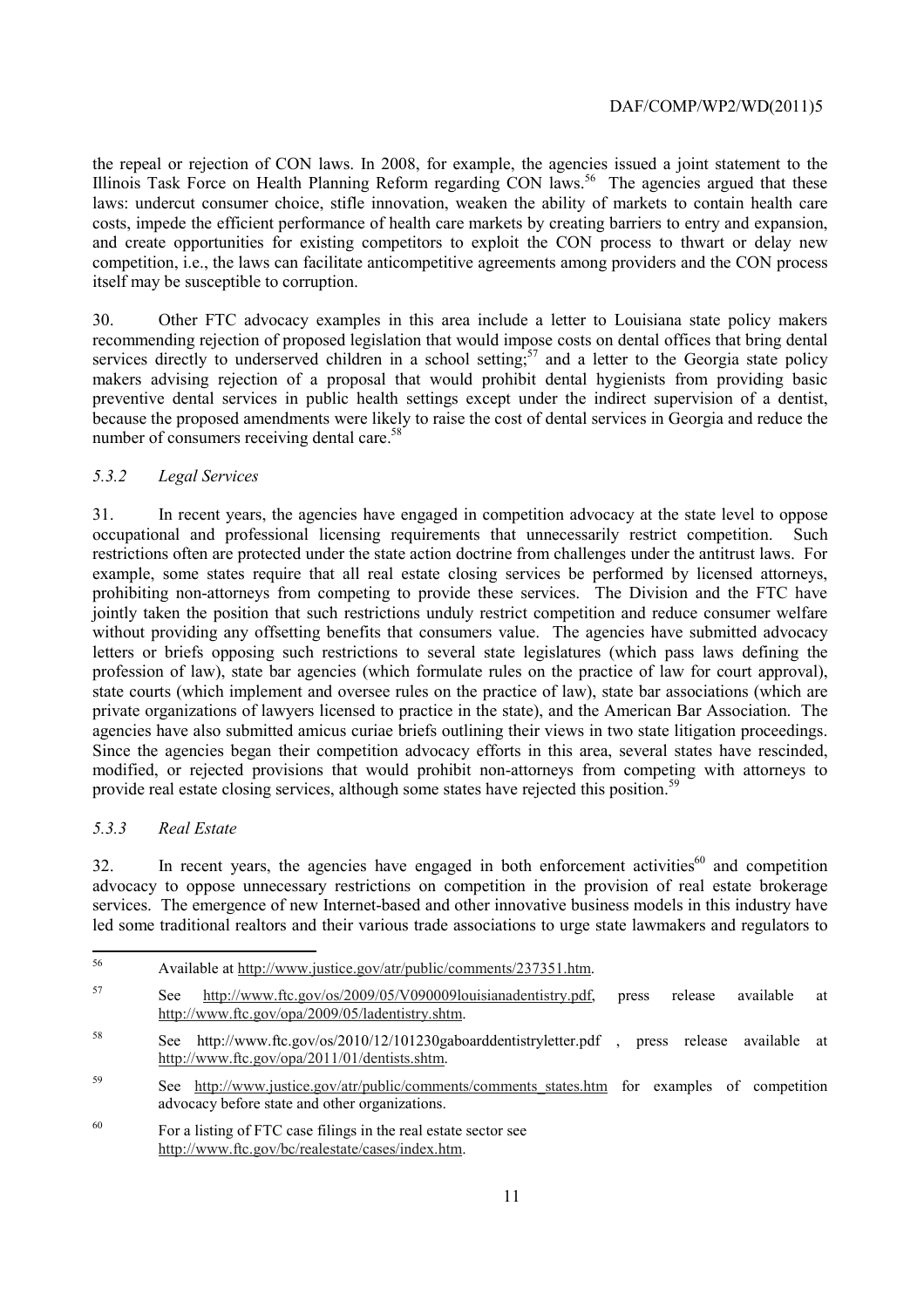the repeal or rejection of CON laws. In 2008, for example, the agencies issued a joint statement to the Illinois Task Force on Health Planning Reform regarding CON laws.[56] The agencies argued that these laws: undercut consumer choice, stifle innovation, weaken the ability of markets to contain health care costs, impede the efficient performance of health care markets by creating barriers to entry and expansion, and create opportunities for existing competitors to exploit the CON process to thwart or delay new competition, i.e., the laws can facilitate anticompetitive agreements among providers and the CON process itself may be susceptible to corruption.

30. Other FTC advocacy examples in this area include a letter to Louisiana state policy makers recommending rejection of proposed legislation that would impose costs on dental offices that bring dental services directly to underserved children in a school setting;[57] and a letter to the Georgia state policy makers advising rejection of a proposal that would prohibit dental hygienists from providing basic preventive dental services in public health settings except under the indirect supervision of a dentist, because the proposed amendments were likely to raise the cost of dental services in Georgia and reduce the number of consumers receiving dental care.[58]

### *5.3.2 Legal Services*

31. In recent years, the agencies have engaged in competition advocacy at the state level to oppose occupational and professional licensing requirements that unnecessarily restrict competition. Such restrictions often are protected under the state action doctrine from challenges under the antitrust laws. For example, some states require that all real estate closing services be performed by licensed attorneys, prohibiting non-attorneys from competing to provide these services. The Division and the FTC have jointly taken the position that such restrictions unduly restrict competition and reduce consumer welfare without providing any offsetting benefits that consumers value. The agencies have submitted advocacy letters or briefs opposing such restrictions to several state legislatures (which pass laws defining the profession of law), state bar agencies (which formulate rules on the practice of law for court approval), state courts (which implement and oversee rules on the practice of law), state bar associations (which are private organizations of lawyers licensed to practice in the state), and the American Bar Association. The agencies have also submitted amicus curiae briefs outlining their views in two state litigation proceedings. Since the agencies began their competition advocacy efforts in this area, several states have rescinded, modified, or rejected provisions that would prohibit non-attorneys from competing with attorneys to provide real estate closing services, although some states have rejected this position.[59]

### *5.3.3 Real Estate*

32. In recent years, the agencies have engaged in both enforcement activities[60] and competition advocacy to oppose unnecessary restrictions on competition in the provision of real estate brokerage services. The emergence of new Internet-based and other innovative business models in this industry have led some traditional realtors and their various trade associations to urge state lawmakers and regulators to

---

[56] Available at http://www.justice.gov/atr/public/comments/237351.htm.

[57] See http://www.ftc.gov/os/2009/05/V090009louisianadentistry.pdf, press release available at http://www.ftc.gov/opa/2009/05/ladentistry.shtm.

[58] See http://www.ftc.gov/os/2010/12/101230gaboarddentistryletter.pdf , press release available at http://www.ftc.gov/opa/2011/01/dentists.shtm.

[59] See http://www.justice.gov/atr/public/comments/comments_states.htm for examples of competition advocacy before state and other organizations.

[60] For a listing of FTC case filings in the real estate sector see http://www.ftc.gov/bc/realestate/cases/index.htm.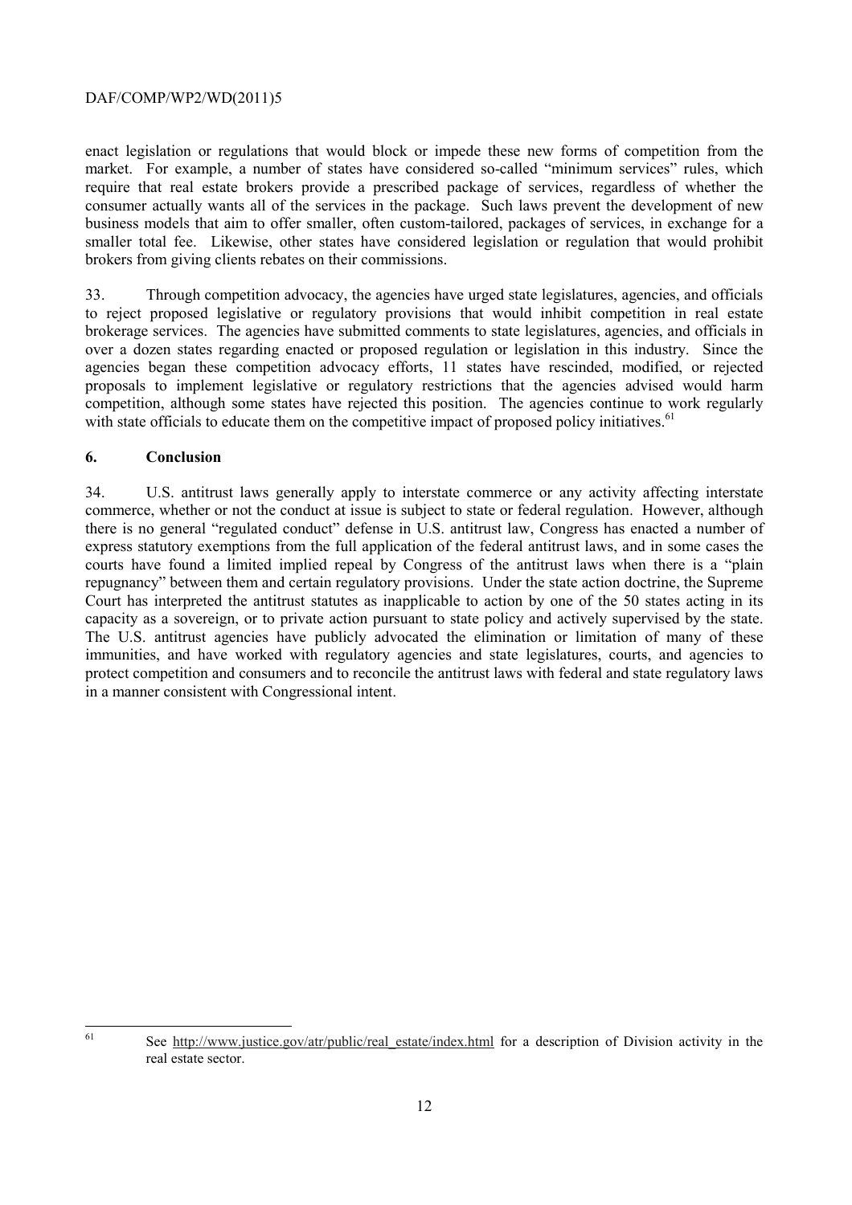enact legislation or regulations that would block or impede these new forms of competition from the market. For example, a number of states have considered so-called "minimum services" rules, which require that real estate brokers provide a prescribed package of services, regardless of whether the consumer actually wants all of the services in the package. Such laws prevent the development of new business models that aim to offer smaller, often custom-tailored, packages of services, in exchange for a smaller total fee. Likewise, other states have considered legislation or regulation that would prohibit brokers from giving clients rebates on their commissions.

33. Through competition advocacy, the agencies have urged state legislatures, agencies, and officials to reject proposed legislative or regulatory provisions that would inhibit competition in real estate brokerage services. The agencies have submitted comments to state legislatures, agencies, and officials in over a dozen states regarding enacted or proposed regulation or legislation in this industry. Since the agencies began these competition advocacy efforts, 11 states have rescinded, modified, or rejected proposals to implement legislative or regulatory restrictions that the agencies advised would harm competition, although some states have rejected this position. The agencies continue to work regularly with state officials to educate them on the competitive impact of proposed policy initiatives.[61]

## 6. Conclusion

34. U.S. antitrust laws generally apply to interstate commerce or any activity affecting interstate commerce, whether or not the conduct at issue is subject to state or federal regulation. However, although there is no general "regulated conduct" defense in U.S. antitrust law, Congress has enacted a number of express statutory exemptions from the full application of the federal antitrust laws, and in some cases the courts have found a limited implied repeal by Congress of the antitrust laws when there is a "plain repugnancy" between them and certain regulatory provisions. Under the state action doctrine, the Supreme Court has interpreted the antitrust statutes as inapplicable to action by one of the 50 states acting in its capacity as a sovereign, or to private action pursuant to state policy and actively supervised by the state. The U.S. antitrust agencies have publicly advocated the elimination or limitation of many of these immunities, and have worked with regulatory agencies and state legislatures, courts, and agencies to protect competition and consumers and to reconcile the antitrust laws with federal and state regulatory laws in a manner consistent with Congressional intent.

---

[61] See http://www.justice.gov/atr/public/real_estate/index.html for a description of Division activity in the real estate sector.